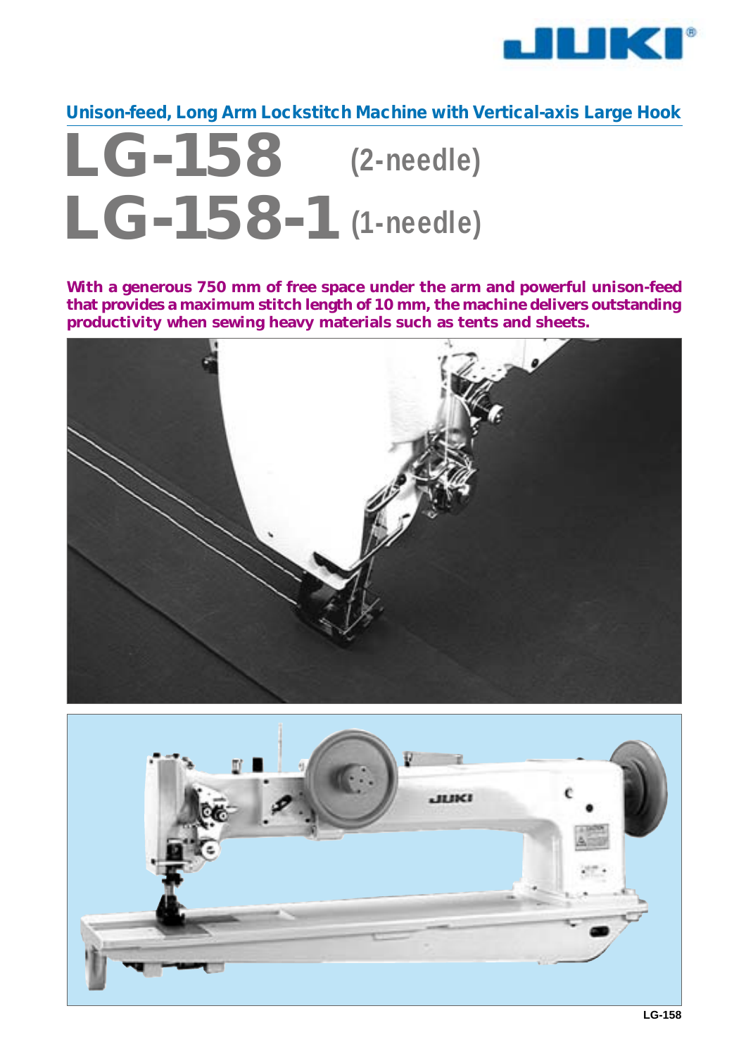JUKI

## Unison-feed, Long Arm Lockstitch Machine with Vertical-axis Large Hook

# LG-158 (2-needle)
# LG-158-1 (1-needle)

**With a generous 750 mm of free space under the arm and powerful unison-feed that provides a maximum stitch length of 10 mm, the machine delivers outstanding productivity when sewing heavy materials such as tents and sheets.**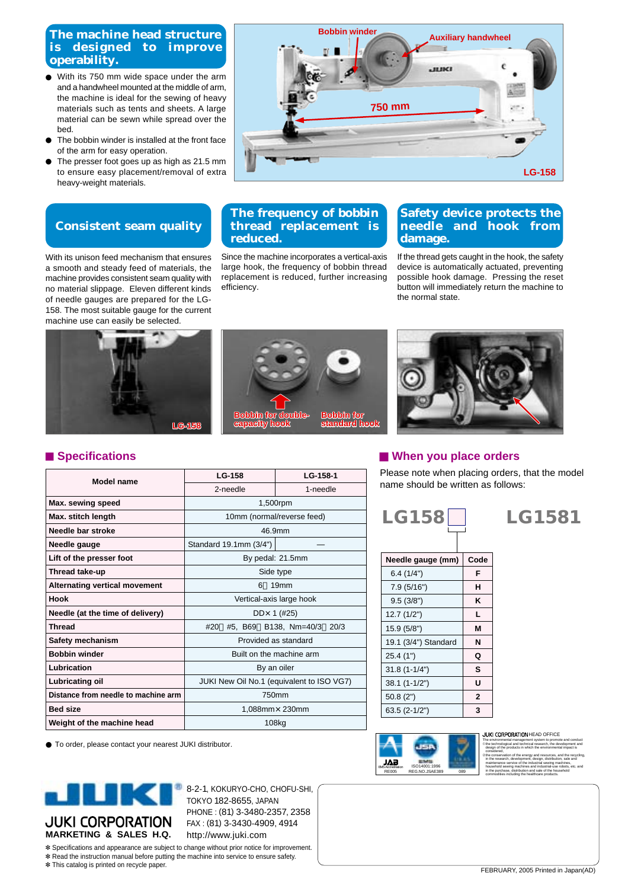## The machine head structure is designed to improve operability.

- With its 750 mm wide space under the arm and a handwheel mounted at the middle of arm, the machine is ideal for the sewing of heavy materials such as tents and sheets. A large material can be sewn while spread over the bed.
- The bobbin winder is installed at the front face of the arm for easy operation.
- The presser foot goes up as high as 21.5 mm to ensure easy placement/removal of extra heavy-weight materials.

Bobbin winder

Auxiliary handwheel

750 mm

LG-158

## Consistent seam quality

With its unison feed mechanism that ensures a smooth and steady feed of materials, the machine provides consistent seam quality with no material slippage. Eleven different kinds of needle gauges are prepared for the LG-158. The most suitable gauge for the current machine use can easily be selected.

LG-158

## The frequency of bobbin thread replacement is reduced.

Since the machine incorporates a vertical-axis large hook, the frequency of bobbin thread replacement is reduced, further increasing efficiency.

Bobbin for double-capacity hook

Bobbin for standard hook

## Safety device protects the needle and hook from damage.

If the thread gets caught in the hook, the safety device is automatically actuated, preventing possible hook damage. Pressing the reset button will immediately return the machine to the normal state.

## Specifications

| Model name | LG-158 | LG-158-1 |
|---|---|---|
| | 2-needle | 1-needle |
| **Max. sewing speed** | 1,500rpm | |
| **Max. stitch length** | 10mm (normal/reverse feed) | |
| **Needle bar stroke** | 46.9mm | |
| **Needle gauge** | Standard 19.1mm (3/4") | — |
| **Lift of the presser foot** | By pedal: 21.5mm | |
| **Thread take-up** | Side type | |
| **Alternating vertical movement** | 6～19mm | |
| **Hook** | Vertical-axis large hook | |
| **Needle (at the time of delivery)** | DD×1 (#25) | |
| **Thread** | #20～#5, B69～B138, Nm=40/3～20/3 | |
| **Safety mechanism** | Provided as standard | |
| **Bobbin winder** | Built on the machine arm | |
| **Lubrication** | By an oiler | |
| **Lubricating oil** | JUKI New Oil No.1 (equivalent to ISO VG7) | |
| **Distance from needle to machine arm** | 750mm | |
| **Bed size** | 1,088mm× 230mm | |
| **Weight of the machine head** | 108kg | |

- To order, please contact your nearest JUKI distributor.

## When you place orders

Please note when placing orders, that the model name should be written as follows:

LG158□　　LG1581

| Needle gauge (mm) | Code |
|---|---|
| 6.4 (1/4") | F |
| 7.9 (5/16") | H |
| 9.5 (3/8") | K |
| 12.7 (1/2") | L |
| 15.9 (5/8") | M |
| 19.1 (3/4") Standard | N |
| 25.4 (1") | Q |
| 31.8 (1-1/4") | S |
| 38.1 (1-1/2") | U |
| 50.8 (2") | 2 |
| 63.5 (2-1/2") | 3 |

JAB EMS Accreditation RE005　ISO14001:1996 REG.NO.JSAE389　089

JUKI CORPORATION HEAD OFFICE

JUKI CORPORATION
MARKETING & SALES H.Q.

8-2-1, KOKURYO-CHO, CHOFU-SHI, TOKYO 182-8655, JAPAN
PHONE : (81) 3-3480-2357, 2358
FAX : (81) 3-3430-4909, 4914
http://www.juki.com

✻ Specifications and appearance are subject to change without prior notice for improvement.
✻ Read the instruction manual before putting the machine into service to ensure safety.
✻ This catalog is printed on recycle paper.

FEBRUARY, 2005 Printed in Japan(AD)